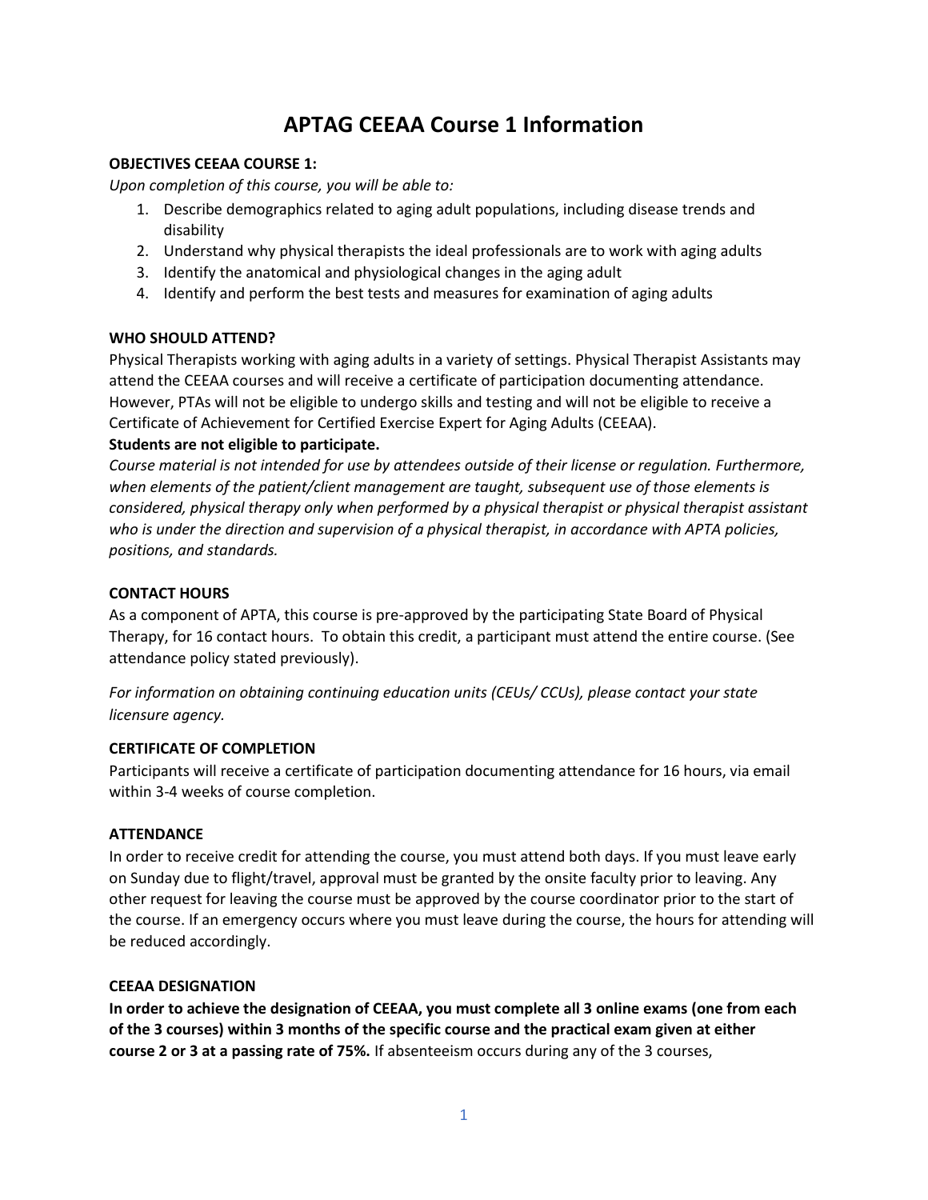# APTAG CEEAA Course 1 Information

**OBJECTIVES CEEAA COURSE 1:**

*Upon completion of this course, you will be able to:*

1. Describe demographics related to aging adult populations, including disease trends and disability
2. Understand why physical therapists the ideal professionals are to work with aging adults
3. Identify the anatomical and physiological changes in the aging adult
4. Identify and perform the best tests and measures for examination of aging adults

**WHO SHOULD ATTEND?**

Physical Therapists working with aging adults in a variety of settings. Physical Therapist Assistants may attend the CEEAA courses and will receive a certificate of participation documenting attendance. However, PTAs will not be eligible to undergo skills and testing and will not be eligible to receive a Certificate of Achievement for Certified Exercise Expert for Aging Adults (CEEAA).

**Students are not eligible to participate.**

*Course material is not intended for use by attendees outside of their license or regulation. Furthermore, when elements of the patient/client management are taught, subsequent use of those elements is considered, physical therapy only when performed by a physical therapist or physical therapist assistant who is under the direction and supervision of a physical therapist, in accordance with APTA policies, positions, and standards.*

**CONTACT HOURS**

As a component of APTA, this course is pre-approved by the participating State Board of Physical Therapy, for 16 contact hours. To obtain this credit, a participant must attend the entire course. (See attendance policy stated previously).

*For information on obtaining continuing education units (CEUs/ CCUs), please contact your state licensure agency.*

**CERTIFICATE OF COMPLETION**

Participants will receive a certificate of participation documenting attendance for 16 hours, via email within 3-4 weeks of course completion.

**ATTENDANCE**

In order to receive credit for attending the course, you must attend both days. If you must leave early on Sunday due to flight/travel, approval must be granted by the onsite faculty prior to leaving. Any other request for leaving the course must be approved by the course coordinator prior to the start of the course. If an emergency occurs where you must leave during the course, the hours for attending will be reduced accordingly.

**CEEAA DESIGNATION**

**In order to achieve the designation of CEEAA, you must complete all 3 online exams (one from each of the 3 courses) within 3 months of the specific course and the practical exam given at either course 2 or 3 at a passing rate of 75%.** If absenteeism occurs during any of the 3 courses,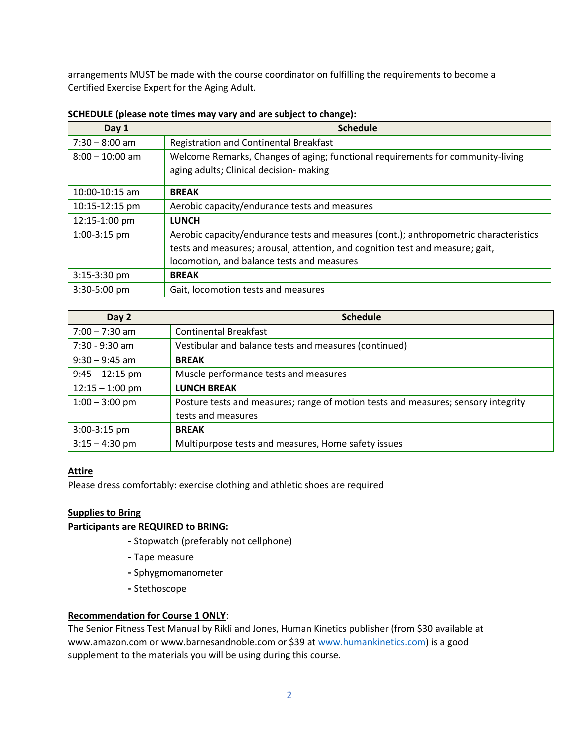arrangements MUST be made with the course coordinator on fulfilling the requirements to become a Certified Exercise Expert for the Aging Adult.

**SCHEDULE (please note times may vary and are subject to change):**

| Day 1 | Schedule |
|---|---|
| 7:30 – 8:00 am | Registration and Continental Breakfast |
| 8:00 – 10:00 am | Welcome Remarks, Changes of aging; functional requirements for community-living aging adults; Clinical decision- making |
| 10:00-10:15 am | **BREAK** |
| 10:15-12:15 pm | Aerobic capacity/endurance tests and measures |
| 12:15-1:00 pm | **LUNCH** |
| 1:00-3:15 pm | Aerobic capacity/endurance tests and measures (cont.); anthropometric characteristics tests and measures; arousal, attention, and cognition test and measure; gait, locomotion, and balance tests and measures |
| 3:15-3:30 pm | **BREAK** |
| 3:30-5:00 pm | Gait, locomotion tests and measures |

| Day 2 | Schedule |
|---|---|
| 7:00 – 7:30 am | Continental Breakfast |
| 7:30 - 9:30 am | Vestibular and balance tests and measures (continued) |
| 9:30 – 9:45 am | **BREAK** |
| 9:45 – 12:15 pm | Muscle performance tests and measures |
| 12:15 – 1:00 pm | **LUNCH BREAK** |
| 1:00 – 3:00 pm | Posture tests and measures; range of motion tests and measures; sensory integrity tests and measures |
| 3:00-3:15 pm | **BREAK** |
| 3:15 – 4:30 pm | Multipurpose tests and measures, Home safety issues |

**Attire**

Please dress comfortably: exercise clothing and athletic shoes are required

**Supplies to Bring**

**Participants are REQUIRED to BRING:**

- Stopwatch (preferably not cellphone)
- Tape measure
- Sphygmomanometer
- Stethoscope

**Recommendation for Course 1 ONLY**:

The Senior Fitness Test Manual by Rikli and Jones, Human Kinetics publisher (from $30 available at www.amazon.com or www.barnesandnoble.com or $39 at www.humankinetics.com) is a good supplement to the materials you will be using during this course.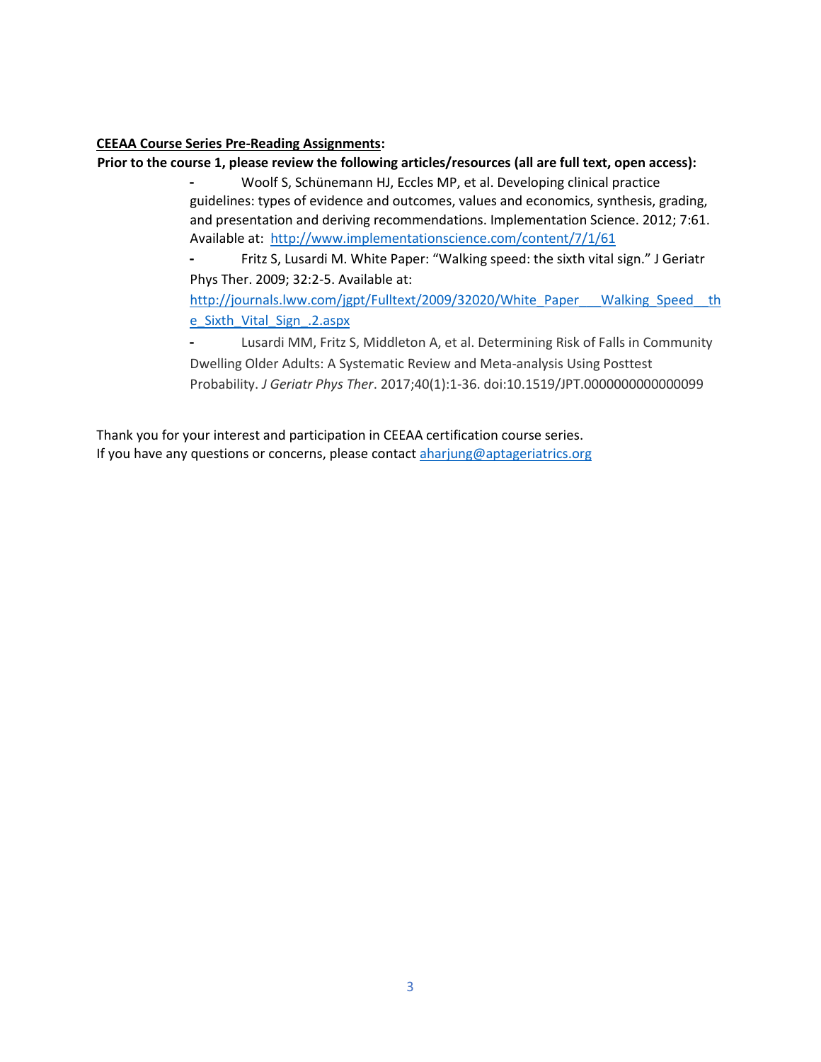**<u>CEEAA Course Series Pre-Reading Assignments</u>:**

**Prior to the course 1, please review the following articles/resources (all are full text, open access):**

- Woolf S, Schünemann HJ, Eccles MP, et al. Developing clinical practice guidelines: types of evidence and outcomes, values and economics, synthesis, grading, and presentation and deriving recommendations. Implementation Science. 2012; 7:61. Available at: http://www.implementationscience.com/content/7/1/61
- Fritz S, Lusardi M. White Paper: "Walking speed: the sixth vital sign." J Geriatr Phys Ther. 2009; 32:2-5. Available at: http://journals.lww.com/jgpt/Fulltext/2009/32020/White_Paper___Walking_Speed__the_Sixth_Vital_Sign_.2.aspx
- Lusardi MM, Fritz S, Middleton A, et al. Determining Risk of Falls in Community Dwelling Older Adults: A Systematic Review and Meta-analysis Using Posttest Probability. *J Geriatr Phys Ther*. 2017;40(1):1-36. doi:10.1519/JPT.0000000000000099

Thank you for your interest and participation in CEEAA certification course series.
If you have any questions or concerns, please contact aharjung@aptageriatrics.org